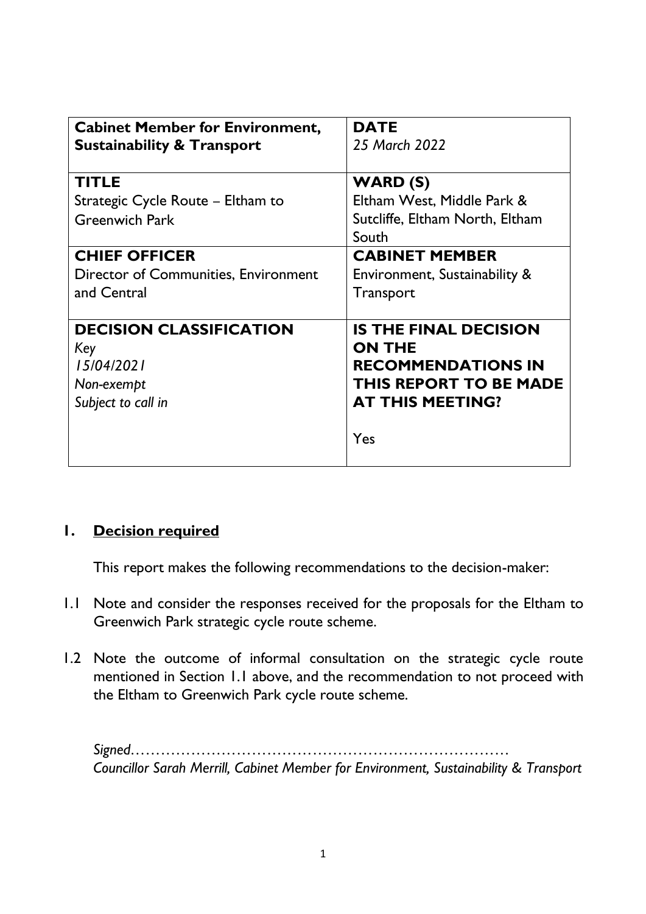| **Cabinet Member for Environment, Sustainability & Transport** | **DATE**<br>*25 March 2022* |
|---|---|
| **TITLE**<br>Strategic Cycle Route – Eltham to Greenwich Park | **WARD (S)**<br>Eltham West, Middle Park & Sutcliffe, Eltham North, Eltham South |
| **CHIEF OFFICER**<br>Director of Communities, Environment and Central | **CABINET MEMBER**<br>Environment, Sustainability & Transport |
| **DECISION CLASSIFICATION**<br>*Key*<br>*15/04/2021*<br>*Non-exempt*<br>*Subject to call in* | **IS THE FINAL DECISION ON THE RECOMMENDATIONS IN THIS REPORT TO BE MADE AT THIS MEETING?**<br><br>Yes |

## 1. Decision required

This report makes the following recommendations to the decision-maker:

1.1 Note and consider the responses received for the proposals for the Eltham to Greenwich Park strategic cycle route scheme.

1.2 Note the outcome of informal consultation on the strategic cycle route mentioned in Section 1.1 above, and the recommendation to not proceed with the Eltham to Greenwich Park cycle route scheme.

*Signed…………………………………………………………………*
*Councillor Sarah Merrill, Cabinet Member for Environment, Sustainability & Transport*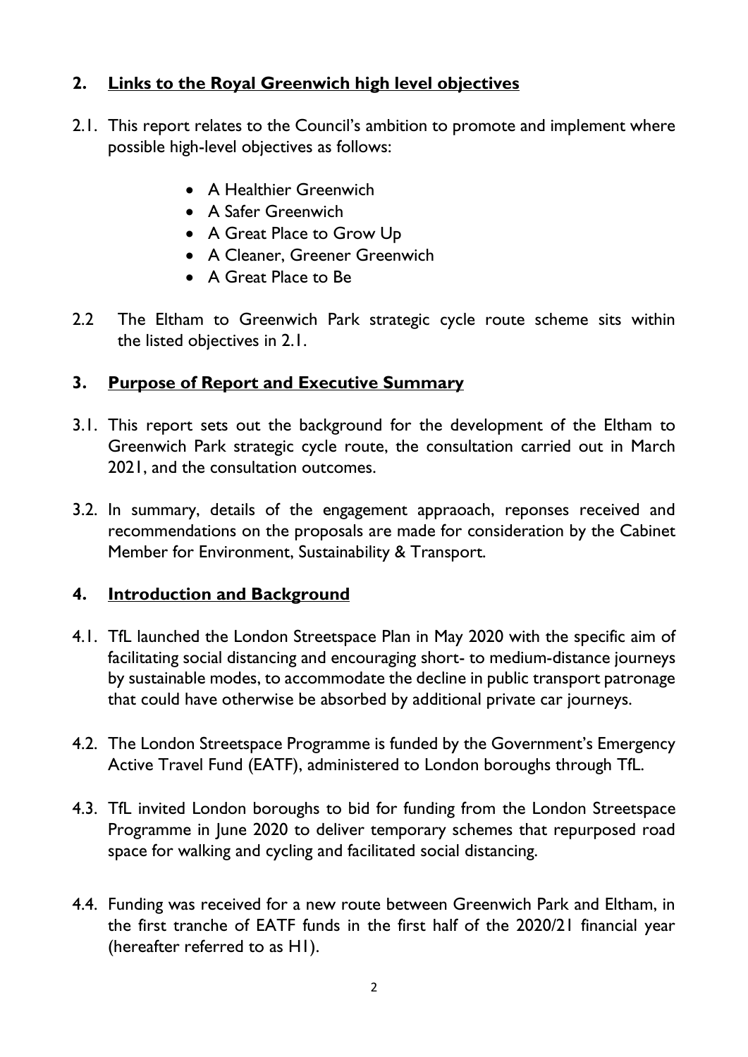## 2. Links to the Royal Greenwich high level objectives

2.1. This report relates to the Council's ambition to promote and implement where possible high-level objectives as follows:

- A Healthier Greenwich
- A Safer Greenwich
- A Great Place to Grow Up
- A Cleaner, Greener Greenwich
- A Great Place to Be

2.2 The Eltham to Greenwich Park strategic cycle route scheme sits within the listed objectives in 2.1.

## 3. Purpose of Report and Executive Summary

3.1. This report sets out the background for the development of the Eltham to Greenwich Park strategic cycle route, the consultation carried out in March 2021, and the consultation outcomes.

3.2. In summary, details of the engagement appraoach, reponses received and recommendations on the proposals are made for consideration by the Cabinet Member for Environment, Sustainability & Transport.

## 4. Introduction and Background

4.1. TfL launched the London Streetspace Plan in May 2020 with the specific aim of facilitating social distancing and encouraging short- to medium-distance journeys by sustainable modes, to accommodate the decline in public transport patronage that could have otherwise be absorbed by additional private car journeys.

4.2. The London Streetspace Programme is funded by the Government's Emergency Active Travel Fund (EATF), administered to London boroughs through TfL.

4.3. TfL invited London boroughs to bid for funding from the London Streetspace Programme in June 2020 to deliver temporary schemes that repurposed road space for walking and cycling and facilitated social distancing.

4.4. Funding was received for a new route between Greenwich Park and Eltham, in the first tranche of EATF funds in the first half of the 2020/21 financial year (hereafter referred to as H1).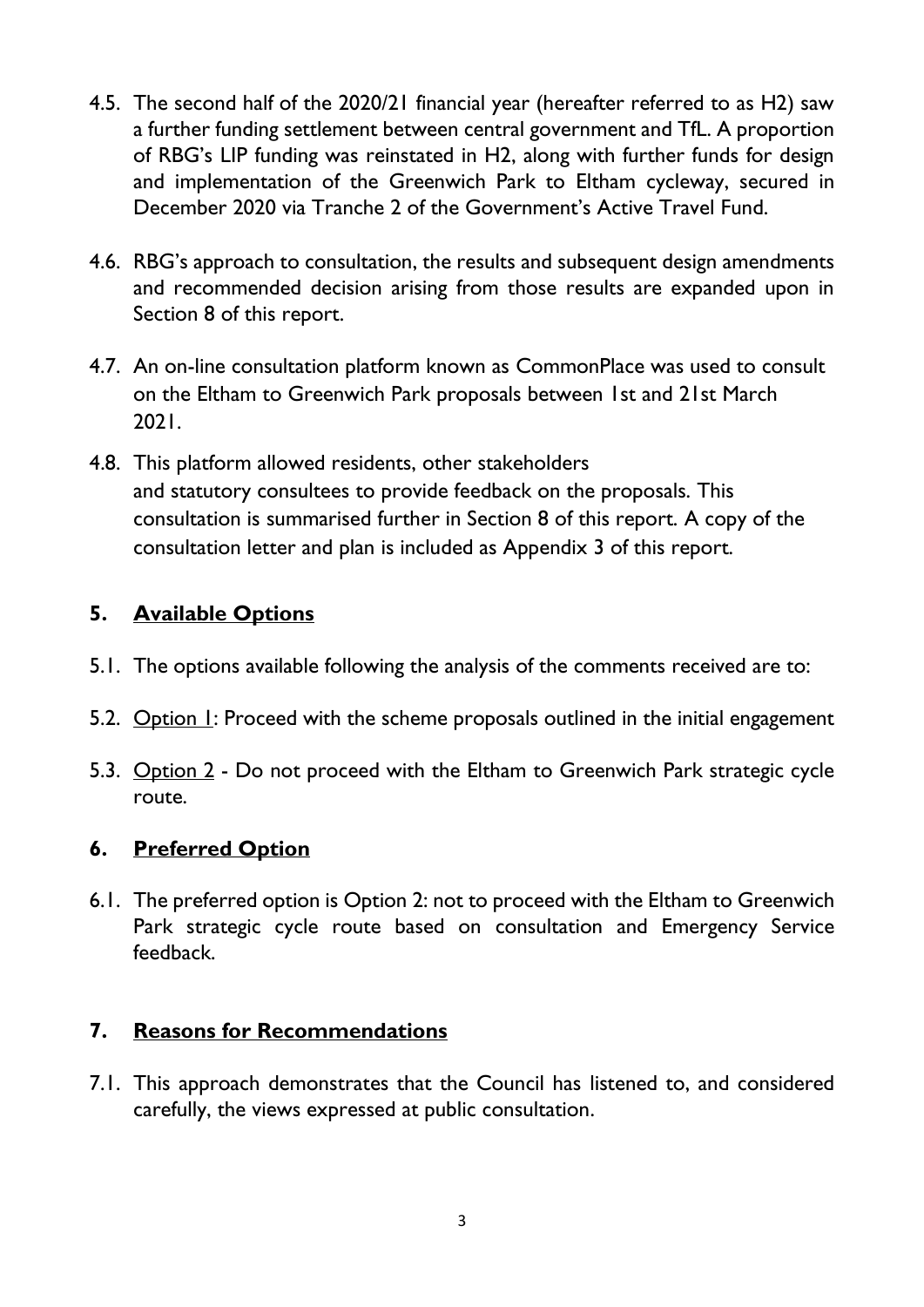4.5. The second half of the 2020/21 financial year (hereafter referred to as H2) saw a further funding settlement between central government and TfL. A proportion of RBG's LIP funding was reinstated in H2, along with further funds for design and implementation of the Greenwich Park to Eltham cycleway, secured in December 2020 via Tranche 2 of the Government's Active Travel Fund.

4.6. RBG's approach to consultation, the results and subsequent design amendments and recommended decision arising from those results are expanded upon in Section 8 of this report.

4.7. An on-line consultation platform known as CommonPlace was used to consult on the Eltham to Greenwich Park proposals between 1st and 21st March 2021.

4.8. This platform allowed residents, other stakeholders and statutory consultees to provide feedback on the proposals. This consultation is summarised further in Section 8 of this report. A copy of the consultation letter and plan is included as Appendix 3 of this report.

## 5. Available Options

5.1. The options available following the analysis of the comments received are to:

5.2. Option 1: Proceed with the scheme proposals outlined in the initial engagement

5.3. Option 2 - Do not proceed with the Eltham to Greenwich Park strategic cycle route.

## 6. Preferred Option

6.1. The preferred option is Option 2: not to proceed with the Eltham to Greenwich Park strategic cycle route based on consultation and Emergency Service feedback.

## 7. Reasons for Recommendations

7.1. This approach demonstrates that the Council has listened to, and considered carefully, the views expressed at public consultation.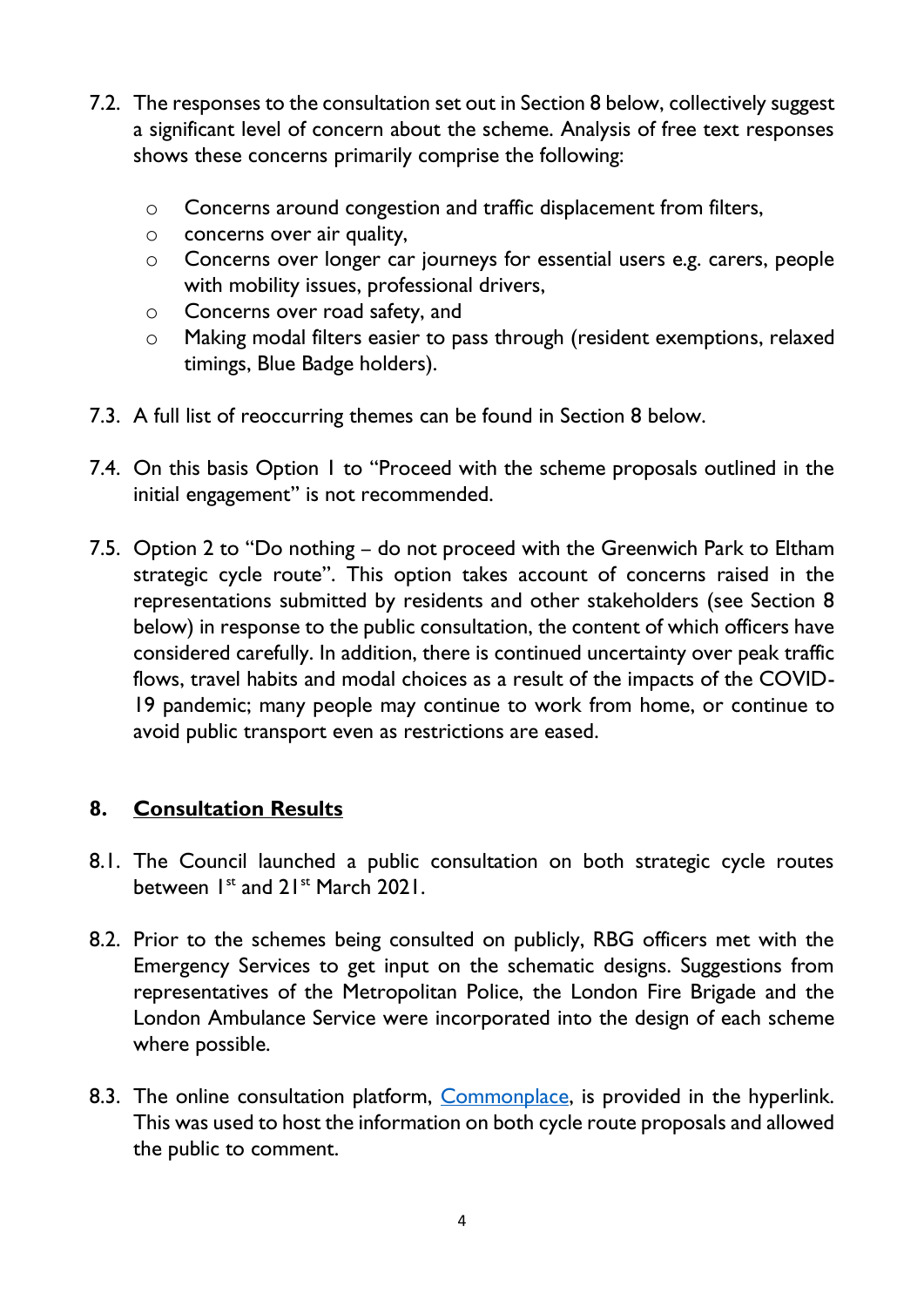7.2. The responses to the consultation set out in Section 8 below, collectively suggest a significant level of concern about the scheme. Analysis of free text responses shows these concerns primarily comprise the following:

- Concerns around congestion and traffic displacement from filters,
- concerns over air quality,
- Concerns over longer car journeys for essential users e.g. carers, people with mobility issues, professional drivers,
- Concerns over road safety, and
- Making modal filters easier to pass through (resident exemptions, relaxed timings, Blue Badge holders).

7.3. A full list of reoccurring themes can be found in Section 8 below.

7.4. On this basis Option 1 to "Proceed with the scheme proposals outlined in the initial engagement" is not recommended.

7.5. Option 2 to "Do nothing – do not proceed with the Greenwich Park to Eltham strategic cycle route". This option takes account of concerns raised in the representations submitted by residents and other stakeholders (see Section 8 below) in response to the public consultation, the content of which officers have considered carefully. In addition, there is continued uncertainty over peak traffic flows, travel habits and modal choices as a result of the impacts of the COVID-19 pandemic; many people may continue to work from home, or continue to avoid public transport even as restrictions are eased.

## 8. Consultation Results

8.1. The Council launched a public consultation on both strategic cycle routes between 1st and 21st March 2021.

8.2. Prior to the schemes being consulted on publicly, RBG officers met with the Emergency Services to get input on the schematic designs. Suggestions from representatives of the Metropolitan Police, the London Fire Brigade and the London Ambulance Service were incorporated into the design of each scheme where possible.

8.3. The online consultation platform, Commonplace, is provided in the hyperlink. This was used to host the information on both cycle route proposals and allowed the public to comment.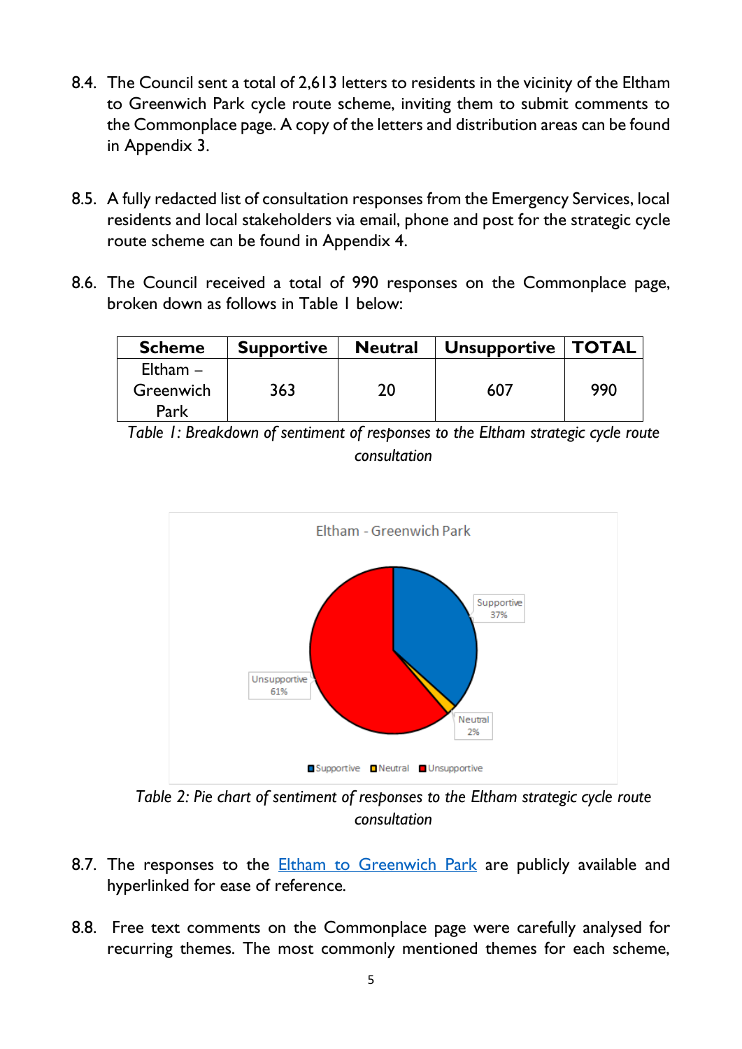8.4. The Council sent a total of 2,613 letters to residents in the vicinity of the Eltham to Greenwich Park cycle route scheme, inviting them to submit comments to the Commonplace page. A copy of the letters and distribution areas can be found in Appendix 3.

8.5. A fully redacted list of consultation responses from the Emergency Services, local residents and local stakeholders via email, phone and post for the strategic cycle route scheme can be found in Appendix 4.

8.6. The Council received a total of 990 responses on the Commonplace page, broken down as follows in Table 1 below:

| Scheme | Supportive | Neutral | Unsupportive | TOTAL |
|---|---|---|---|---|
| Eltham – Greenwich Park | 363 | 20 | 607 | 990 |

*Table 1: Breakdown of sentiment of responses to the Eltham strategic cycle route consultation*

Eltham - Greenwich Park

Supportive 37%

Neutral 2%

Unsupportive 61%

*Table 2: Pie chart of sentiment of responses to the Eltham strategic cycle route consultation*

8.7. The responses to the Eltham to Greenwich Park are publicly available and hyperlinked for ease of reference.

8.8. Free text comments on the Commonplace page were carefully analysed for recurring themes. The most commonly mentioned themes for each scheme,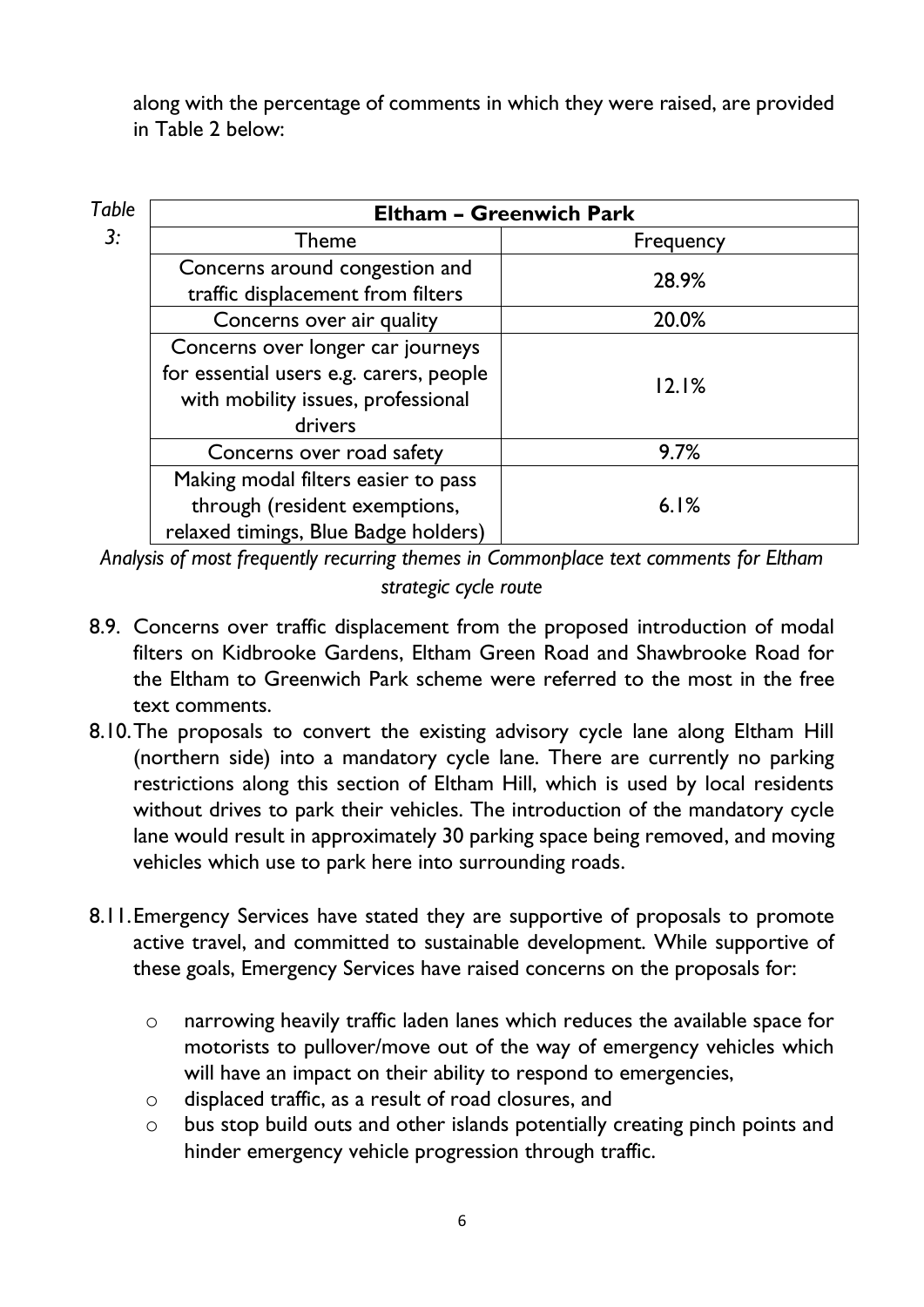along with the percentage of comments in which they were raised, are provided in Table 2 below:

*Table 3:*

| Eltham – Greenwich Park | |
|---|---|
| Theme | Frequency |
| Concerns around congestion and traffic displacement from filters | 28.9% |
| Concerns over air quality | 20.0% |
| Concerns over longer car journeys for essential users e.g. carers, people with mobility issues, professional drivers | 12.1% |
| Concerns over road safety | 9.7% |
| Making modal filters easier to pass through (resident exemptions, relaxed timings, Blue Badge holders) | 6.1% |

*Analysis of most frequently recurring themes in Commonplace text comments for Eltham strategic cycle route*

8.9. Concerns over traffic displacement from the proposed introduction of modal filters on Kidbrooke Gardens, Eltham Green Road and Shawbrooke Road for the Eltham to Greenwich Park scheme were referred to the most in the free text comments.

8.10. The proposals to convert the existing advisory cycle lane along Eltham Hill (northern side) into a mandatory cycle lane. There are currently no parking restrictions along this section of Eltham Hill, which is used by local residents without drives to park their vehicles. The introduction of the mandatory cycle lane would result in approximately 30 parking space being removed, and moving vehicles which use to park here into surrounding roads.

8.11. Emergency Services have stated they are supportive of proposals to promote active travel, and committed to sustainable development. While supportive of these goals, Emergency Services have raised concerns on the proposals for:

- narrowing heavily traffic laden lanes which reduces the available space for motorists to pullover/move out of the way of emergency vehicles which will have an impact on their ability to respond to emergencies,
- displaced traffic, as a result of road closures, and
- bus stop build outs and other islands potentially creating pinch points and hinder emergency vehicle progression through traffic.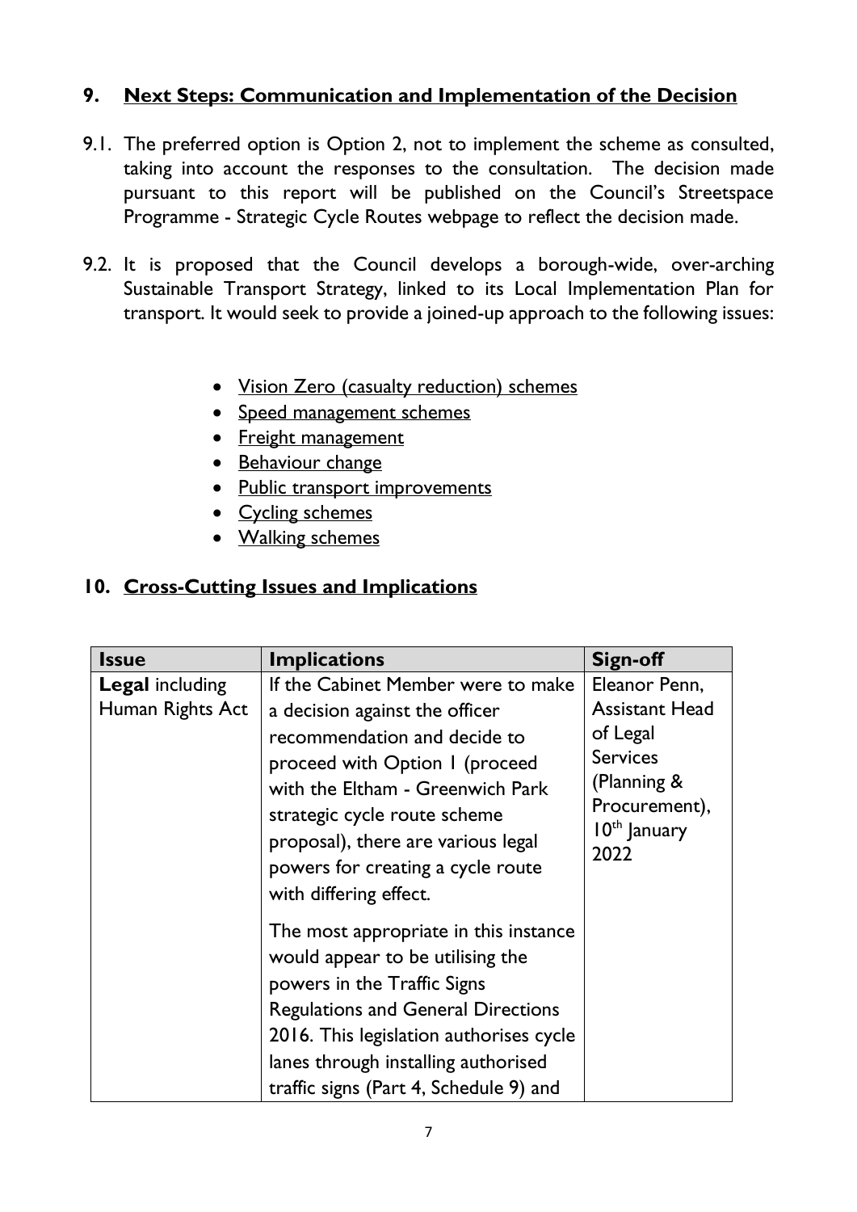## 9. Next Steps: Communication and Implementation of the Decision

9.1. The preferred option is Option 2, not to implement the scheme as consulted, taking into account the responses to the consultation. The decision made pursuant to this report will be published on the Council's Streetspace Programme - Strategic Cycle Routes webpage to reflect the decision made.

9.2. It is proposed that the Council develops a borough-wide, over-arching Sustainable Transport Strategy, linked to its Local Implementation Plan for transport. It would seek to provide a joined-up approach to the following issues:

- Vision Zero (casualty reduction) schemes
- Speed management schemes
- Freight management
- Behaviour change
- Public transport improvements
- Cycling schemes
- Walking schemes

## 10. Cross-Cutting Issues and Implications

| Issue | Implications | Sign-off |
|---|---|---|
| **Legal** including Human Rights Act | If the Cabinet Member were to make a decision against the officer recommendation and decide to proceed with Option 1 (proceed with the Eltham - Greenwich Park strategic cycle route scheme proposal), there are various legal powers for creating a cycle route with differing effect.<br><br>The most appropriate in this instance would appear to be utilising the powers in the Traffic Signs Regulations and General Directions 2016. This legislation authorises cycle lanes through installing authorised traffic signs (Part 4, Schedule 9) and | Eleanor Penn, Assistant Head of Legal Services (Planning & Procurement), 10th January 2022 |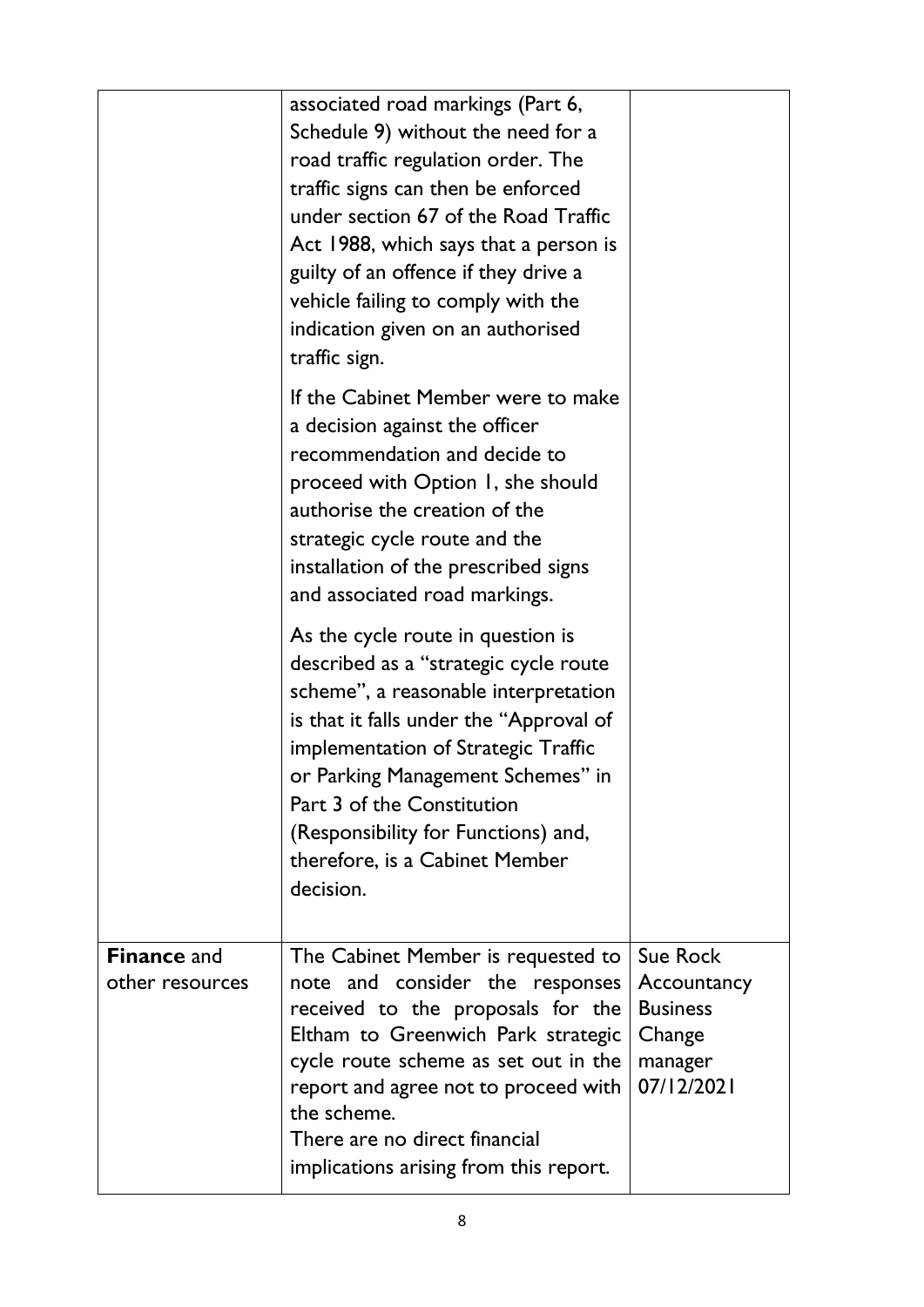| | | |
|---|---|---|
| | associated road markings (Part 6, Schedule 9) without the need for a road traffic regulation order. The traffic signs can then be enforced under section 67 of the Road Traffic Act 1988, which says that a person is guilty of an offence if they drive a vehicle failing to comply with the indication given on an authorised traffic sign.<br><br>If the Cabinet Member were to make a decision against the officer recommendation and decide to proceed with Option 1, she should authorise the creation of the strategic cycle route and the installation of the prescribed signs and associated road markings.<br><br>As the cycle route in question is described as a "strategic cycle route scheme", a reasonable interpretation is that it falls under the "Approval of implementation of Strategic Traffic or Parking Management Schemes" in Part 3 of the Constitution (Responsibility for Functions) and, therefore, is a Cabinet Member decision. | |
| **Finance** and other resources | The Cabinet Member is requested to note and consider the responses received to the proposals for the Eltham to Greenwich Park strategic cycle route scheme as set out in the report and agree not to proceed with the scheme.<br>There are no direct financial implications arising from this report. | Sue Rock Accountancy Business Change manager 07/12/2021 |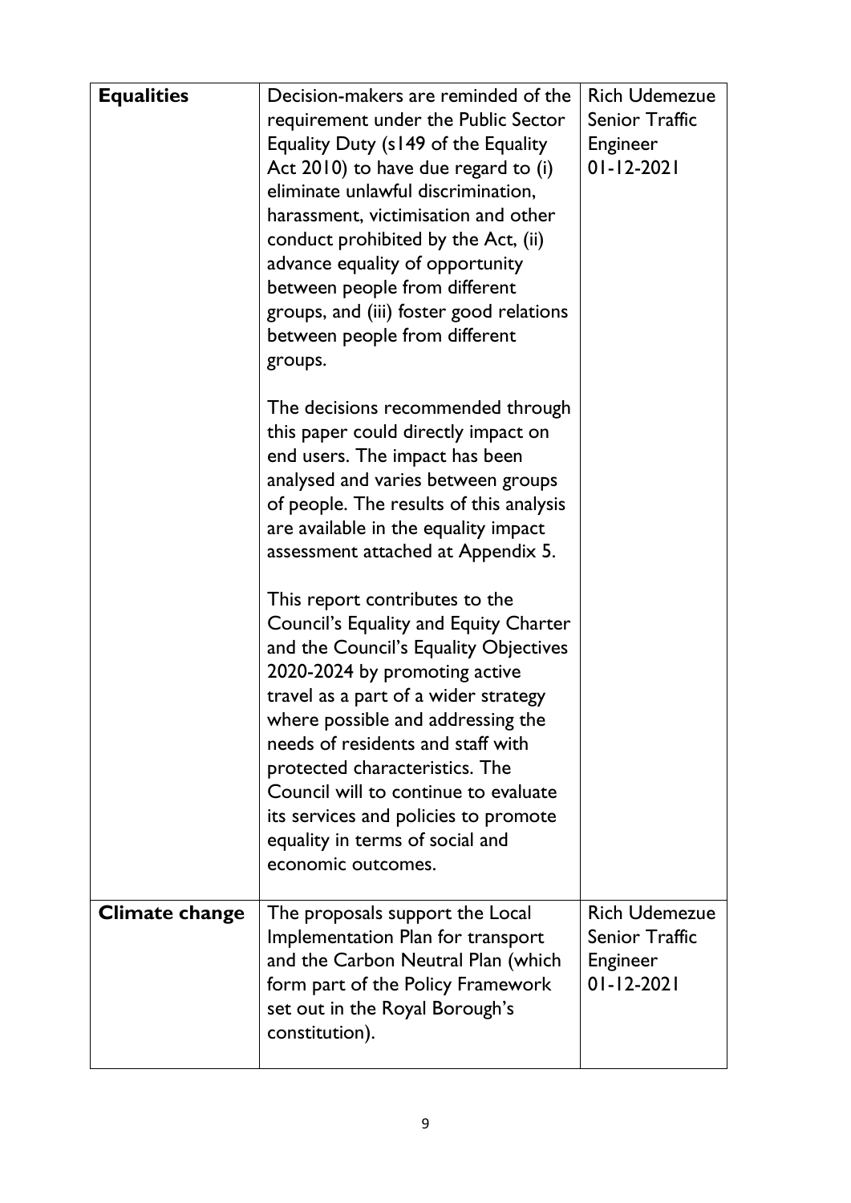| | | |
|---|---|---|
| **Equalities** | Decision-makers are reminded of the requirement under the Public Sector Equality Duty (s149 of the Equality Act 2010) to have due regard to (i) eliminate unlawful discrimination, harassment, victimisation and other conduct prohibited by the Act, (ii) advance equality of opportunity between people from different groups, and (iii) foster good relations between people from different groups.<br><br>The decisions recommended through this paper could directly impact on end users. The impact has been analysed and varies between groups of people. The results of this analysis are available in the equality impact assessment attached at Appendix 5.<br><br>This report contributes to the Council's Equality and Equity Charter and the Council's Equality Objectives 2020-2024 by promoting active travel as a part of a wider strategy where possible and addressing the needs of residents and staff with protected characteristics. The Council will to continue to evaluate its services and policies to promote equality in terms of social and economic outcomes. | Rich Udemezue Senior Traffic Engineer 01-12-2021 |
| **Climate change** | The proposals support the Local Implementation Plan for transport and the Carbon Neutral Plan (which form part of the Policy Framework set out in the Royal Borough's constitution). | Rich Udemezue Senior Traffic Engineer 01-12-2021 |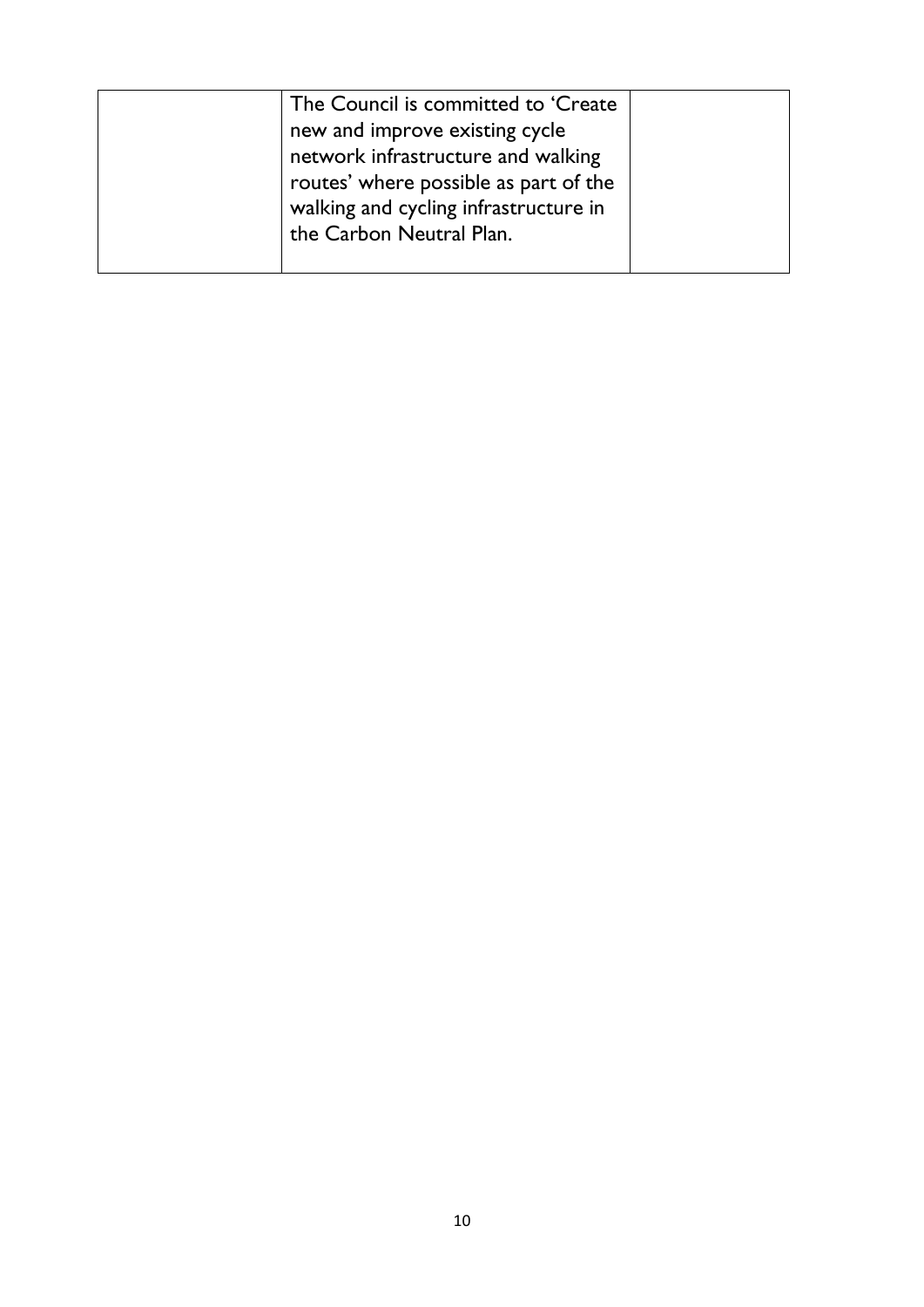|  | The Council is committed to 'Create new and improve existing cycle network infrastructure and walking routes' where possible as part of the walking and cycling infrastructure in the Carbon Neutral Plan. |  |
|---|---|---|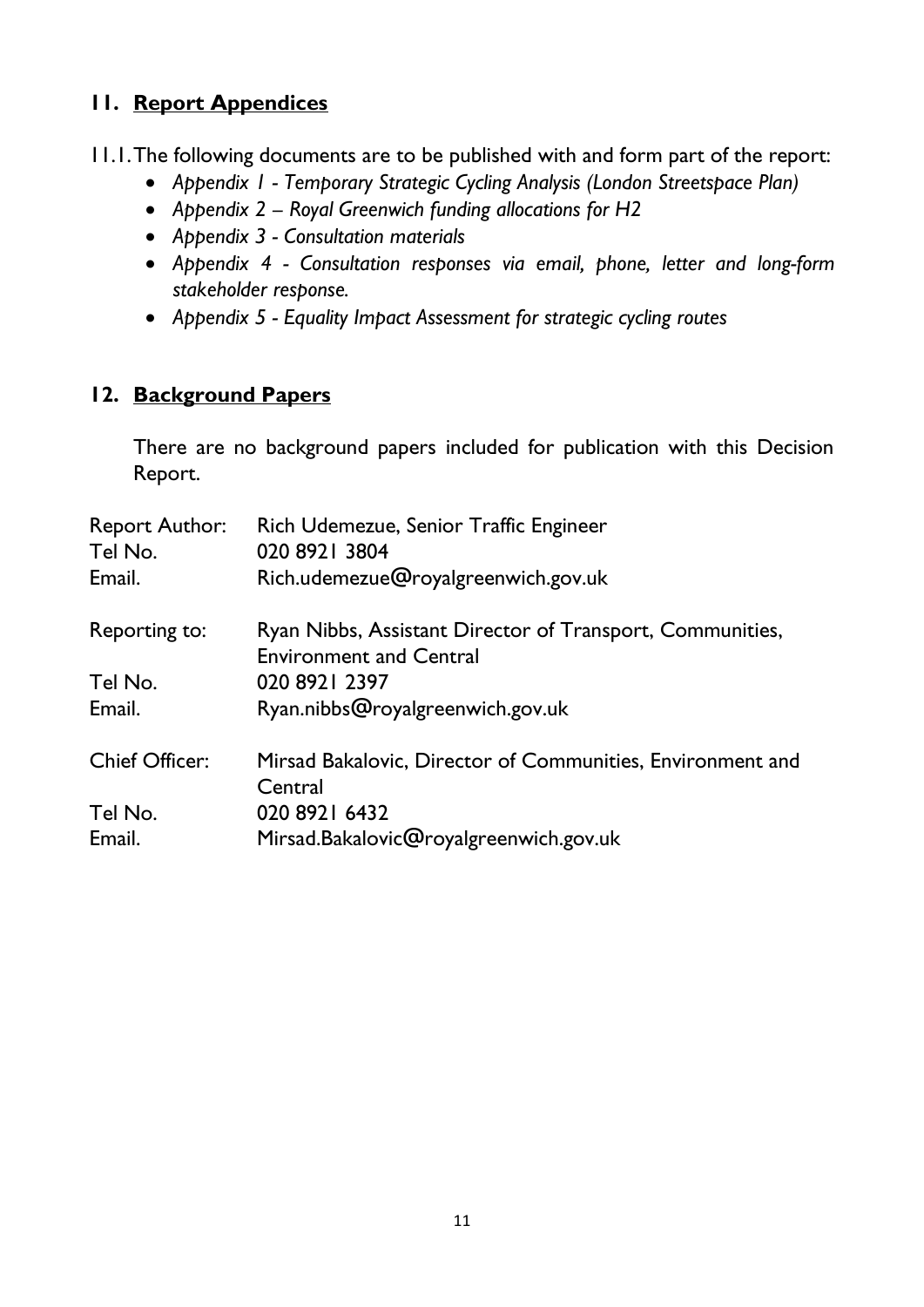## 11. Report Appendices

11.1. The following documents are to be published with and form part of the report:

- *Appendix 1 - Temporary Strategic Cycling Analysis (London Streetspace Plan)*
- *Appendix 2 – Royal Greenwich funding allocations for H2*
- *Appendix 3 - Consultation materials*
- *Appendix 4 - Consultation responses via email, phone, letter and long-form stakeholder response.*
- *Appendix 5 - Equality Impact Assessment for strategic cycling routes*

## 12. Background Papers

There are no background papers included for publication with this Decision Report.

| | |
|---|---|
| Report Author: | Rich Udemezue, Senior Traffic Engineer |
| Tel No. | 020 8921 3804 |
| Email. | Rich.udemezue@royalgreenwich.gov.uk |
| Reporting to: | Ryan Nibbs, Assistant Director of Transport, Communities, Environment and Central |
| Tel No. | 020 8921 2397 |
| Email. | Ryan.nibbs@royalgreenwich.gov.uk |
| Chief Officer: | Mirsad Bakalovic, Director of Communities, Environment and Central |
| Tel No. | 020 8921 6432 |
| Email. | Mirsad.Bakalovic@royalgreenwich.gov.uk |